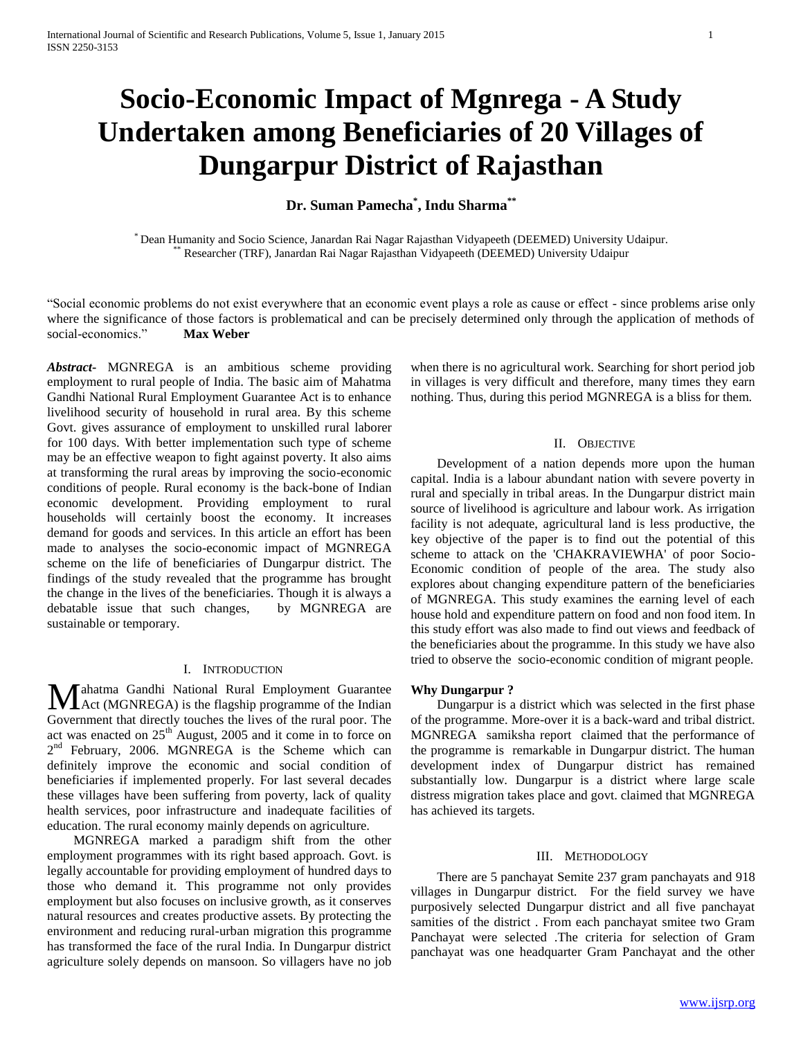# Socio-Economic Impact of Mgnrega - A Study Undertaken among Beneficiaries of 20 Villages of Dungarpur District of Rajasthan

**Dr. Suman Pamecha[*], Indu Sharma[**]**

[*] Dean Humanity and Socio Science, Janardan Rai Nagar Rajasthan Vidyapeeth (DEEMED) University Udaipur.
[**] Researcher (TRF), Janardan Rai Nagar Rajasthan Vidyapeeth (DEEMED) University Udaipur

"Social economic problems do not exist everywhere that an economic event plays a role as cause or effect - since problems arise only where the significance of those factors is problematical and can be precisely determined only through the application of methods of social-economics." **Max Weber**

***Abstract-*** MGNREGA is an ambitious scheme providing employment to rural people of India. The basic aim of Mahatma Gandhi National Rural Employment Guarantee Act is to enhance livelihood security of household in rural area. By this scheme Govt. gives assurance of employment to unskilled rural laborer for 100 days. With better implementation such type of scheme may be an effective weapon to fight against poverty. It also aims at transforming the rural areas by improving the socio-economic conditions of people. Rural economy is the back-bone of Indian economic development. Providing employment to rural households will certainly boost the economy. It increases demand for goods and services. In this article an effort has been made to analyses the socio-economic impact of MGNREGA scheme on the life of beneficiaries of Dungarpur district. The findings of the study revealed that the programme has brought the change in the lives of the beneficiaries. Though it is always a debatable issue that such changes, by MGNREGA are sustainable or temporary.

## I. Introduction

Mahatma Gandhi National Rural Employment Guarantee Act (MGNREGA) is the flagship programme of the Indian Government that directly touches the lives of the rural poor. The act was enacted on 25th August, 2005 and it come in to force on 2nd February, 2006. MGNREGA is the Scheme which can definitely improve the economic and social condition of beneficiaries if implemented properly. For last several decades these villages have been suffering from poverty, lack of quality health services, poor infrastructure and inadequate facilities of education. The rural economy mainly depends on agriculture.

MGNREGA marked a paradigm shift from the other employment programmes with its right based approach. Govt. is legally accountable for providing employment of hundred days to those who demand it. This programme not only provides employment but also focuses on inclusive growth, as it conserves natural resources and creates productive assets. By protecting the environment and reducing rural-urban migration this programme has transformed the face of the rural India. In Dungarpur district agriculture solely depends on mansoon. So villagers have no job when there is no agricultural work. Searching for short period job in villages is very difficult and therefore, many times they earn nothing. Thus, during this period MGNREGA is a bliss for them.

## II. Objective

Development of a nation depends more upon the human capital. India is a labour abundant nation with severe poverty in rural and specially in tribal areas. In the Dungarpur district main source of livelihood is agriculture and labour work. As irrigation facility is not adequate, agricultural land is less productive, the key objective of the paper is to find out the potential of this scheme to attack on the 'CHAKRAVIEWHA' of poor Socio-Economic condition of people of the area. The study also explores about changing expenditure pattern of the beneficiaries of MGNREGA. This study examines the earning level of each house hold and expenditure pattern on food and non food item. In this study effort was also made to find out views and feedback of the beneficiaries about the programme. In this study we have also tried to observe the socio-economic condition of migrant people.

**Why Dungarpur ?**

Dungarpur is a district which was selected in the first phase of the programme. More-over it is a back-ward and tribal district. MGNREGA samiksha report claimed that the performance of the programme is remarkable in Dungarpur district. The human development index of Dungarpur district has remained substantially low. Dungarpur is a district where large scale distress migration takes place and govt. claimed that MGNREGA has achieved its targets.

## III. Methodology

There are 5 panchayat Semite 237 gram panchayats and 918 villages in Dungarpur district. For the field survey we have purposively selected Dungarpur district and all five panchayat samities of the district . From each panchayat smitee two Gram Panchayat were selected .The criteria for selection of Gram panchayat was one headquarter Gram Panchayat and the other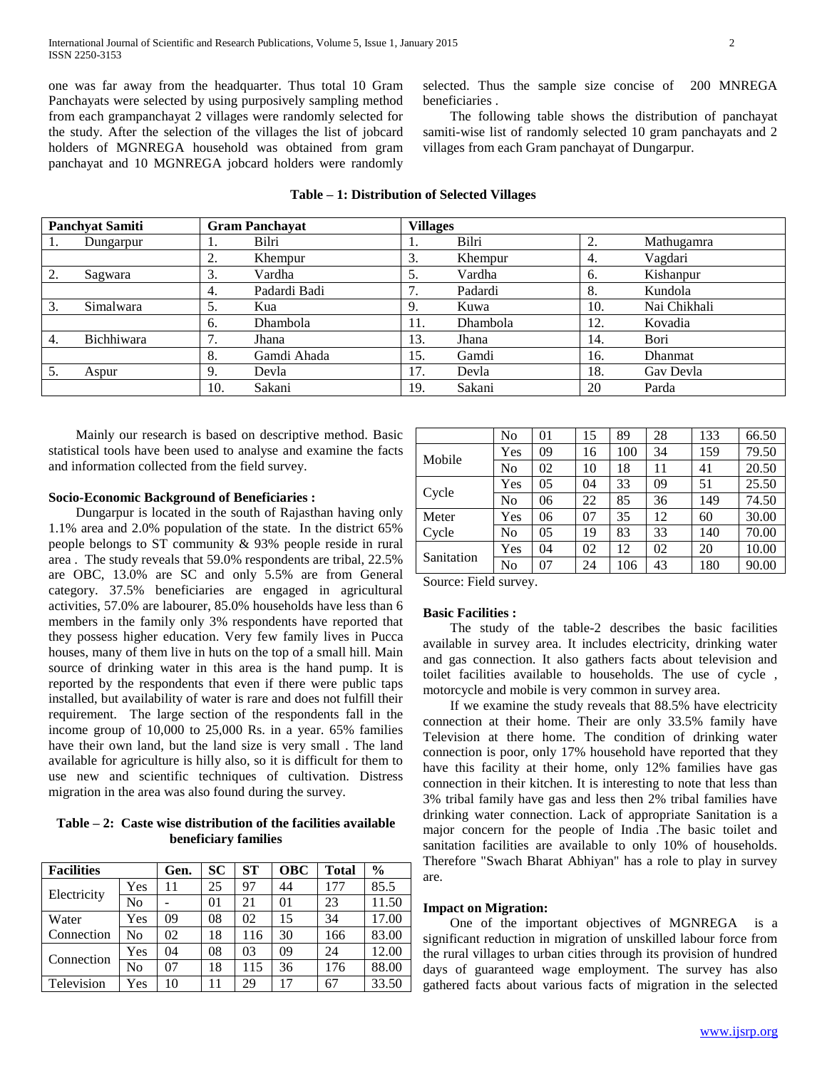one was far away from the headquarter. Thus total 10 Gram Panchayats were selected by using purposively sampling method from each grampanchayat 2 villages were randomly selected for the study. After the selection of the villages the list of jobcard holders of MGNREGA household was obtained from gram panchayat and 10 MGNREGA jobcard holders were randomly selected. Thus the sample size concise of 200 MNREGA beneficiaries .

The following table shows the distribution of panchayat samiti-wise list of randomly selected 10 gram panchayats and 2 villages from each Gram panchayat of Dungarpur.

**Table – 1: Distribution of Selected Villages**

| Panchyat Samiti | | Gram Panchayat | | Villages | | | |
|---|---|---|---|---|---|---|---|
| 1. | Dungarpur | 1. | Bilri | 1. | Bilri | 2. | Mathugamra |
| | | 2. | Khempur | 3. | Khempur | 4. | Vagdari |
| 2. | Sagwara | 3. | Vardha | 5. | Vardha | 6. | Kishanpur |
| | | 4. | Padardi Badi | 7. | Padardi | 8. | Kundola |
| 3. | Simalwara | 5. | Kua | 9. | Kuwa | 10. | Nai Chikhali |
| | | 6. | Dhambola | 11. | Dhambola | 12. | Kovadia |
| 4. | Bichhiwara | 7. | Jhana | 13. | Jhana | 14. | Bori |
| | | 8. | Gamdi Ahada | 15. | Gamdi | 16. | Dhanmat |
| 5. | Aspur | 9. | Devla | 17. | Devla | 18. | Gav Devla |
| | | 10. | Sakani | 19. | Sakani | 20 | Parda |

Mainly our research is based on descriptive method. Basic statistical tools have been used to analyse and examine the facts and information collected from the field survey.

**Socio-Economic Background of Beneficiaries :**

Dungarpur is located in the south of Rajasthan having only 1.1% area and 2.0% population of the state. In the district 65% people belongs to ST community & 93% people reside in rural area . The study reveals that 59.0% respondents are tribal, 22.5% are OBC, 13.0% are SC and only 5.5% are from General category. 37.5% beneficiaries are engaged in agricultural activities, 57.0% are labourer, 85.0% households have less than 6 members in the family only 3% respondents have reported that they possess higher education. Very few family lives in Pucca houses, many of them live in huts on the top of a small hill. Main source of drinking water in this area is the hand pump. It is reported by the respondents that even if there were public taps installed, but availability of water is rare and does not fulfill their requirement. The large section of the respondents fall in the income group of 10,000 to 25,000 Rs. in a year. 65% families have their own land, but the land size is very small . The land available for agriculture is hilly also, so it is difficult for them to use new and scientific techniques of cultivation. Distress migration in the area was also found during the survey.

**Table – 2: Caste wise distribution of the facilities available beneficiary families**

| Facilities | | Gen. | SC | ST | OBC | Total | % |
|---|---|---|---|---|---|---|---|
| Electricity | Yes | 11 | 25 | 97 | 44 | 177 | 85.5 |
| | No | - | 01 | 21 | 01 | 23 | 11.50 |
| Water Connection | Yes | 09 | 08 | 02 | 15 | 34 | 17.00 |
| | No | 02 | 18 | 116 | 30 | 166 | 83.00 |
| Connection | Yes | 04 | 08 | 03 | 09 | 24 | 12.00 |
| | No | 07 | 18 | 115 | 36 | 176 | 88.00 |
| Television | Yes | 10 | 11 | 29 | 17 | 67 | 33.50 |
| | No | 01 | 15 | 89 | 28 | 133 | 66.50 |
| Mobile | Yes | 09 | 16 | 100 | 34 | 159 | 79.50 |
| | No | 02 | 10 | 18 | 11 | 41 | 20.50 |
| Cycle | Yes | 05 | 04 | 33 | 09 | 51 | 25.50 |
| | No | 06 | 22 | 85 | 36 | 149 | 74.50 |
| Meter Cycle | Yes | 06 | 07 | 35 | 12 | 60 | 30.00 |
| | No | 05 | 19 | 83 | 33 | 140 | 70.00 |
| Sanitation | Yes | 04 | 02 | 12 | 02 | 20 | 10.00 |
| | No | 07 | 24 | 106 | 43 | 180 | 90.00 |

Source: Field survey.

**Basic Facilities :**

The study of the table-2 describes the basic facilities available in survey area. It includes electricity, drinking water and gas connection. It also gathers facts about television and toilet facilities available to households. The use of cycle , motorcycle and mobile is very common in survey area.

If we examine the study reveals that 88.5% have electricity connection at their home. Their are only 33.5% family have Television at there home. The condition of drinking water connection is poor, only 17% household have reported that they have this facility at their home, only 12% families have gas connection in their kitchen. It is interesting to note that less than 3% tribal family have gas and less then 2% tribal families have drinking water connection. Lack of appropriate Sanitation is a major concern for the people of India .The basic toilet and sanitation facilities are available to only 10% of households. Therefore "Swach Bharat Abhiyan" has a role to play in survey are.

**Impact on Migration:**

One of the important objectives of MGNREGA is a significant reduction in migration of unskilled labour force from the rural villages to urban cities through its provision of hundred days of guaranteed wage employment. The survey has also gathered facts about various facts of migration in the selected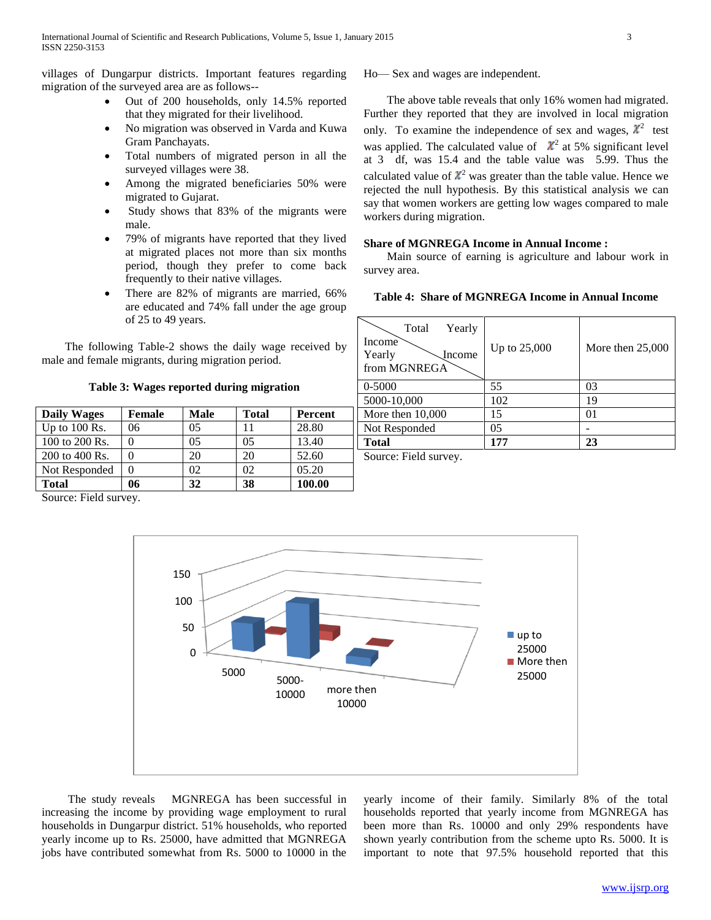villages of Dungarpur districts. Important features regarding migration of the surveyed area are as follows--

- Out of 200 households, only 14.5% reported that they migrated for their livelihood.
- No migration was observed in Varda and Kuwa Gram Panchayats.
- Total numbers of migrated person in all the surveyed villages were 38.
- Among the migrated beneficiaries 50% were migrated to Gujarat.
- Study shows that 83% of the migrants were male.
- 79% of migrants have reported that they lived at migrated places not more than six months period, though they prefer to come back frequently to their native villages.
- There are 82% of migrants are married, 66% are educated and 74% fall under the age group of 25 to 49 years.

The following Table-2 shows the daily wage received by male and female migrants, during migration period.

**Table 3: Wages reported during migration**

| Daily Wages | Female | Male | Total | Percent |
|---|---|---|---|---|
| Up to 100 Rs. | 06 | 05 | 11 | 28.80 |
| 100 to 200 Rs. | 0 | 05 | 05 | 13.40 |
| 200 to 400 Rs. | 0 | 20 | 20 | 52.60 |
| Not Responded | 0 | 02 | 02 | 05.20 |
| **Total** | **06** | **32** | **38** | **100.00** |

Source: Field survey.

Ho— Sex and wages are independent.

The above table reveals that only 16% women had migrated. Further they reported that they are involved in local migration only. To examine the independence of sex and wages, $\chi^2$ test was applied. The calculated value of $\chi^2$ at 5% significant level at 3 df, was 15.4 and the table value was 5.99. Thus the calculated value of $\chi^2$ was greater than the table value. Hence we rejected the null hypothesis. By this statistical analysis we can say that women workers are getting low wages compared to male workers during migration.

**Share of MGNREGA Income in Annual Income :**

Main source of earning is agriculture and labour work in survey area.

**Table 4: Share of MGNREGA Income in Annual Income**

| Yearly Income from MGNREGA \ Total Yearly Income | Up to 25,000 | More then 25,000 |
|---|---|---|
| 0-5000 | 55 | 03 |
| 5000-10,000 | 102 | 19 |
| More then 10,000 | 15 | 01 |
| Not Responded | 05 | - |
| **Total** | **177** | **23** |

Source: Field survey.

The study reveals MGNREGA has been successful in increasing the income by providing wage employment to rural households in Dungarpur district. 51% households, who reported yearly income up to Rs. 25000, have admitted that MGNREGA jobs have contributed somewhat from Rs. 5000 to 10000 in the yearly income of their family. Similarly 8% of the total households reported that yearly income from MGNREGA has been more than Rs. 10000 and only 29% respondents have shown yearly contribution from the scheme upto Rs. 5000. It is important to note that 97.5% household reported that this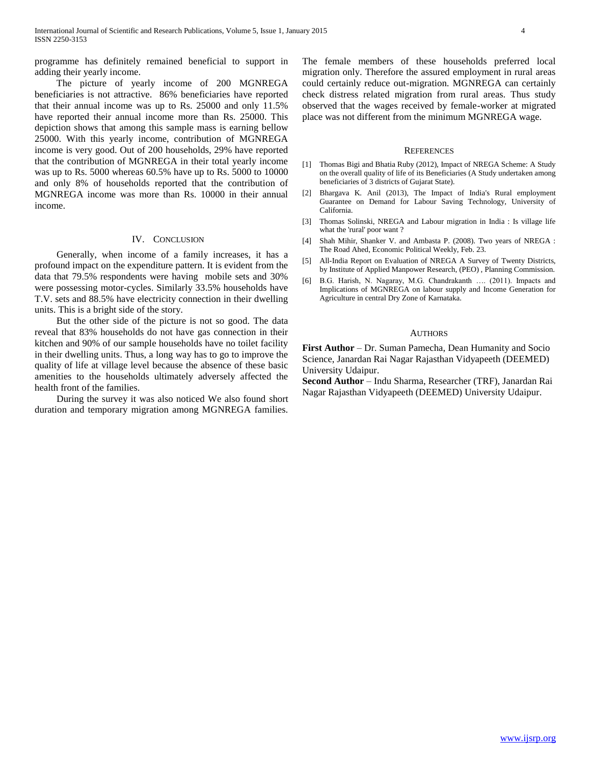programme has definitely remained beneficial to support in adding their yearly income.

The picture of yearly income of 200 MGNREGA beneficiaries is not attractive. 86% beneficiaries have reported that their annual income was up to Rs. 25000 and only 11.5% have reported their annual income more than Rs. 25000. This depiction shows that among this sample mass is earning bellow 25000. With this yearly income, contribution of MGNREGA income is very good. Out of 200 households, 29% have reported that the contribution of MGNREGA in their total yearly income was up to Rs. 5000 whereas 60.5% have up to Rs. 5000 to 10000 and only 8% of households reported that the contribution of MGNREGA income was more than Rs. 10000 in their annual income.

## IV. Conclusion

Generally, when income of a family increases, it has a profound impact on the expenditure pattern. It is evident from the data that 79.5% respondents were having mobile sets and 30% were possessing motor-cycles. Similarly 33.5% households have T.V. sets and 88.5% have electricity connection in their dwelling units. This is a bright side of the story.

But the other side of the picture is not so good. The data reveal that 83% households do not have gas connection in their kitchen and 90% of our sample households have no toilet facility in their dwelling units. Thus, a long way has to go to improve the quality of life at village level because the absence of these basic amenities to the households ultimately adversely affected the health front of the families.

During the survey it was also noticed We also found short duration and temporary migration among MGNREGA families. The female members of these households preferred local migration only. Therefore the assured employment in rural areas could certainly reduce out-migration. MGNREGA can certainly check distress related migration from rural areas. Thus study observed that the wages received by female-worker at migrated place was not different from the minimum MGNREGA wage.

## References

[1] Thomas Bigi and Bhatia Ruby (2012), Impact of NREGA Scheme: A Study on the overall quality of life of its Beneficiaries (A Study undertaken among beneficiaries of 3 districts of Gujarat State).

[2] Bhargava K. Anil (2013), The Impact of India's Rural employment Guarantee on Demand for Labour Saving Technology, University of California.

[3] Thomas Solinski, NREGA and Labour migration in India : Is village life what the 'rural' poor want ?

[4] Shah Mihir, Shanker V. and Ambasta P. (2008). Two years of NREGA : The Road Ahed, Economic Political Weekly, Feb. 23.

[5] All-India Report on Evaluation of NREGA A Survey of Twenty Districts, by Institute of Applied Manpower Research, (PEO) , Planning Commission.

[6] B.G. Harish, N. Nagaray, M.G. Chandrakanth …. (2011). Impacts and Implications of MGNREGA on labour supply and Income Generation for Agriculture in central Dry Zone of Karnataka.

## Authors

**First Author** – Dr. Suman Pamecha, Dean Humanity and Socio Science, Janardan Rai Nagar Rajasthan Vidyapeeth (DEEMED) University Udaipur.

**Second Author** – Indu Sharma, Researcher (TRF), Janardan Rai Nagar Rajasthan Vidyapeeth (DEEMED) University Udaipur.